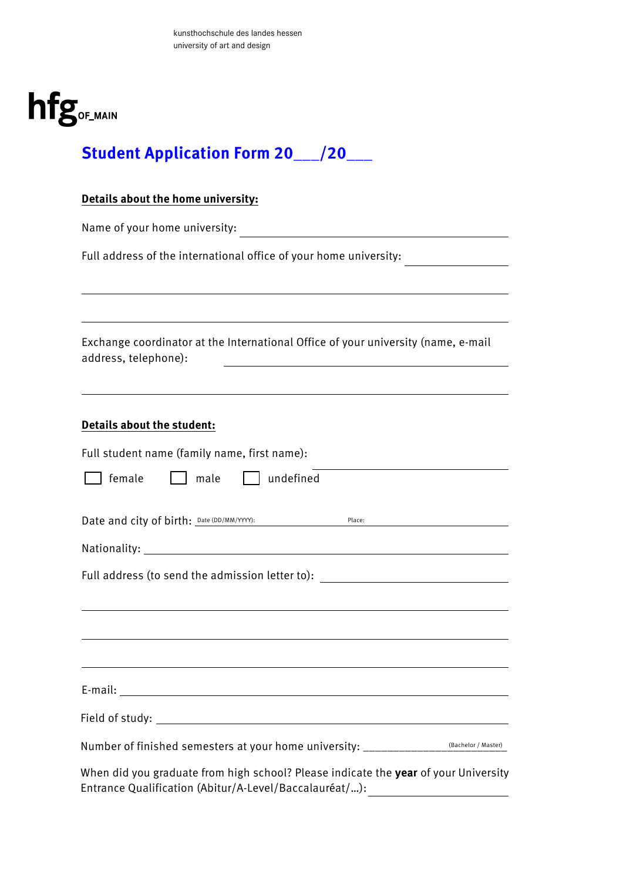kunsthochschule des landes hessen
university of art and design

hfg OF_MAIN

# Student Application Form 20___/20___

**Details about the home university:**

Name of your home university: ______________________________

Full address of the international office of your home university: ______________

______________________________________________________________

______________________________________________________________

Exchange coordinator at the International Office of your university (name, e-mail address, telephone): ______________________________

______________________________________________________________

**Details about the student:**

Full student name (family name, first name): ______________________________

☐ female ☐ male ☐ undefined

Date and city of birth: Date (DD/MM/YYYY): ______________ Place: ______________

Nationality: ______________________________

Full address (to send the admission letter to): ______________________________

______________________________________________________________

______________________________________________________________

______________________________________________________________

E-mail: ______________________________

Field of study: ______________________________

Number of finished semesters at your home university: ______________ (Bachelor / Master)

When did you graduate from high school? Please indicate the **year** of your University Entrance Qualification (Abitur/A-Level/Baccalauréat/…): ______________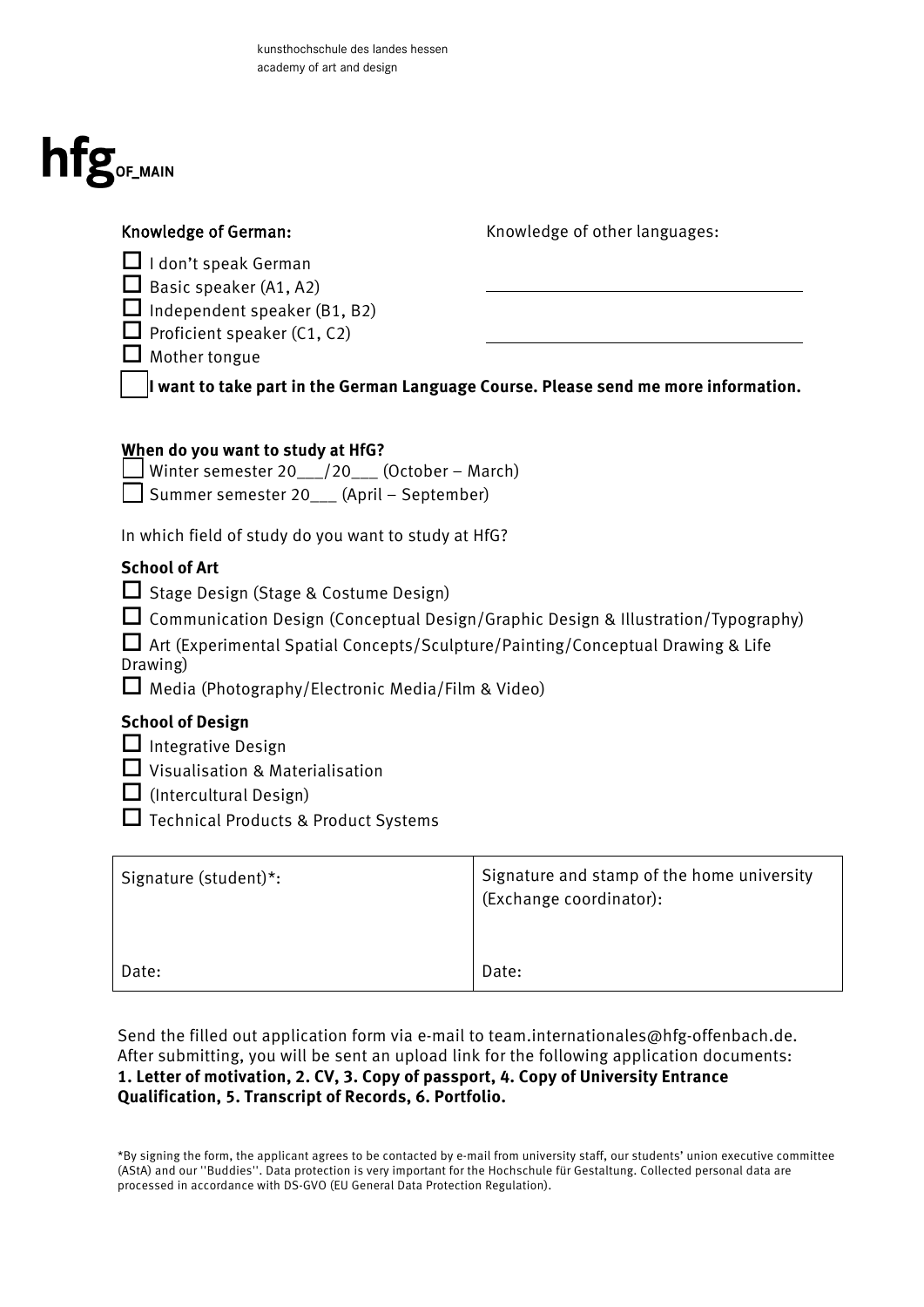kunsthochschule des landes hessen
academy of art and design

**hfg** OF_MAIN

Knowledge of German:

- ☐ I don't speak German
- ☐ Basic speaker (A1, A2)
- ☐ Independent speaker (B1, B2)
- ☐ Proficient speaker (C1, C2)
- ☐ Mother tongue

Knowledge of other languages:

______________________________

______________________________

☐ **I want to take part in the German Language Course. Please send me more information.**

**When do you want to study at HfG?**

- ☐ Winter semester 20___/20___ (October – March)
- ☐ Summer semester 20___ (April – September)

In which field of study do you want to study at HfG?

**School of Art**

- ☐ Stage Design (Stage & Costume Design)
- ☐ Communication Design (Conceptual Design/Graphic Design & Illustration/Typography)
- ☐ Art (Experimental Spatial Concepts/Sculpture/Painting/Conceptual Drawing & Life Drawing)
- ☐ Media (Photography/Electronic Media/Film & Video)

**School of Design**

- ☐ Integrative Design
- ☐ Visualisation & Materialisation
- ☐ (Intercultural Design)
- ☐ Technical Products & Product Systems

| | |
|---|---|
| Signature (student)*: | Signature and stamp of the home university (Exchange coordinator): |
| Date: | Date: |

Send the filled out application form via e-mail to team.internationales@hfg-offenbach.de.
After submitting, you will be sent an upload link for the following application documents:
**1. Letter of motivation, 2. CV, 3. Copy of passport, 4. Copy of University Entrance Qualification, 5. Transcript of Records, 6. Portfolio.**

*By signing the form, the applicant agrees to be contacted by e-mail from university staff, our students' union executive committee (AStA) and our ''Buddies''. Data protection is very important for the Hochschule für Gestaltung. Collected personal data are processed in accordance with DS-GVO (EU General Data Protection Regulation).